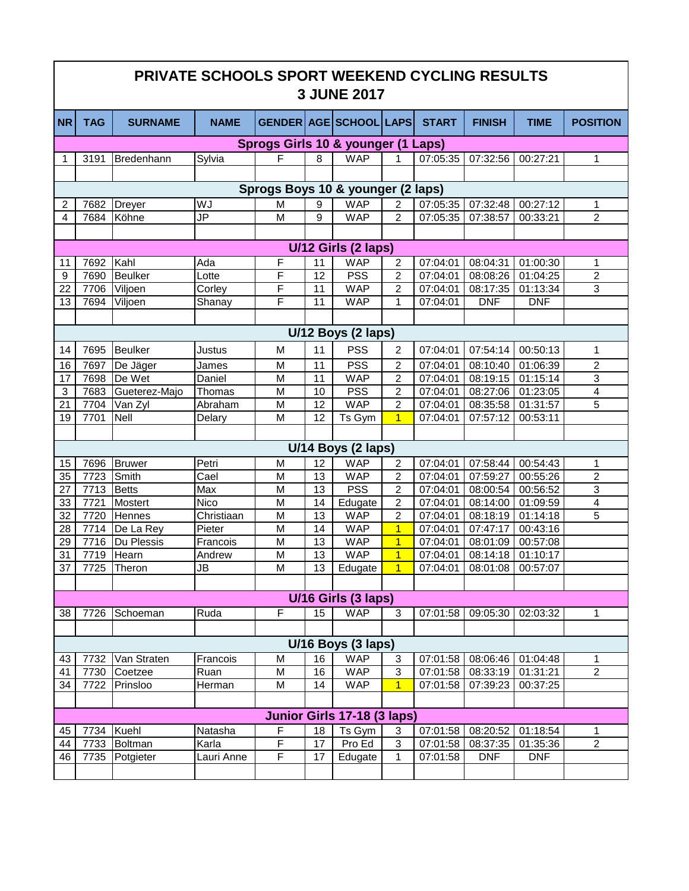# PRIVATE SCHOOLS SPORT WEEKEND CYCLING RESULTS
## 3 JUNE 2017

| NR | TAG | SURNAME | NAME | GENDER | AGE | SCHOOL | LAPS | START | FINISH | TIME | POSITION |
|---|---|---|---|---|---|---|---|---|---|---|---|
| **Sprogs Girls 10 & younger (1 Laps)** | | | | | | | | | | | |
| 1 | 3191 | Bredenhann | Sylvia | F | 8 | WAP | 1 | 07:05:35 | 07:32:56 | 00:27:21 | 1 |
| | | | | | | | | | | | |
| **Sprogs Boys 10 & younger (2 laps)** | | | | | | | | | | | |
| 2 | 7682 | Dreyer | WJ | M | 9 | WAP | 2 | 07:05:35 | 07:32:48 | 00:27:12 | 1 |
| 4 | 7684 | Köhne | JP | M | 9 | WAP | 2 | 07:05:35 | 07:38:57 | 00:33:21 | 2 |
| | | | | | | | | | | | |
| **U/12 Girls (2 laps)** | | | | | | | | | | | |
| 11 | 7692 | Kahl | Ada | F | 11 | WAP | 2 | 07:04:01 | 08:04:31 | 01:00:30 | 1 |
| 9 | 7690 | Beulker | Lotte | F | 12 | PSS | 2 | 07:04:01 | 08:08:26 | 01:04:25 | 2 |
| 22 | 7706 | Viljoen | Corley | F | 11 | WAP | 2 | 07:04:01 | 08:17:35 | 01:13:34 | 3 |
| 13 | 7694 | Viljoen | Shanay | F | 11 | WAP | 1 | 07:04:01 | DNF | DNF | |
| | | | | | | | | | | | |
| **U/12 Boys (2 laps)** | | | | | | | | | | | |
| 14 | 7695 | Beulker | Justus | M | 11 | PSS | 2 | 07:04:01 | 07:54:14 | 00:50:13 | 1 |
| 16 | 7697 | De Jäger | James | M | 11 | PSS | 2 | 07:04:01 | 08:10:40 | 01:06:39 | 2 |
| 17 | 7698 | De Wet | Daniel | M | 11 | WAP | 2 | 07:04:01 | 08:19:15 | 01:15:14 | 3 |
| 3 | 7683 | Gueterez-Majo | Thomas | M | 10 | PSS | 2 | 07:04:01 | 08:27:06 | 01:23:05 | 4 |
| 21 | 7704 | Van Zyl | Abraham | M | 12 | WAP | 2 | 07:04:01 | 08:35:58 | 01:31:57 | 5 |
| 19 | 7701 | Nell | Delary | M | 12 | Ts Gym | 1 | 07:04:01 | 07:57:12 | 00:53:11 | |
| | | | | | | | | | | | |
| **U/14 Boys (2 laps)** | | | | | | | | | | | |
| 15 | 7696 | Bruwer | Petri | M | 12 | WAP | 2 | 07:04:01 | 07:58:44 | 00:54:43 | 1 |
| 35 | 7723 | Smith | Cael | M | 13 | WAP | 2 | 07:04:01 | 07:59:27 | 00:55:26 | 2 |
| 27 | 7713 | Betts | Max | M | 13 | PSS | 2 | 07:04:01 | 08:00:54 | 00:56:52 | 3 |
| 33 | 7721 | Mostert | Nico | M | 14 | Edugate | 2 | 07:04:01 | 08:14:00 | 01:09:59 | 4 |
| 32 | 7720 | Hennes | Christiaan | M | 13 | WAP | 2 | 07:04:01 | 08:18:19 | 01:14:18 | 5 |
| 28 | 7714 | De La Rey | Pieter | M | 14 | WAP | 1 | 07:04:01 | 07:47:17 | 00:43:16 | |
| 29 | 7716 | Du Plessis | Francois | M | 13 | WAP | 1 | 07:04:01 | 08:01:09 | 00:57:08 | |
| 31 | 7719 | Hearn | Andrew | M | 13 | WAP | 1 | 07:04:01 | 08:14:18 | 01:10:17 | |
| 37 | 7725 | Theron | JB | M | 13 | Edugate | 1 | 07:04:01 | 08:01:08 | 00:57:07 | |
| | | | | | | | | | | | |
| **U/16 Girls (3 laps)** | | | | | | | | | | | |
| 38 | 7726 | Schoeman | Ruda | F | 15 | WAP | 3 | 07:01:58 | 09:05:30 | 02:03:32 | 1 |
| | | | | | | | | | | | |
| **U/16 Boys (3 laps)** | | | | | | | | | | | |
| 43 | 7732 | Van Straten | Francois | M | 16 | WAP | 3 | 07:01:58 | 08:06:46 | 01:04:48 | 1 |
| 41 | 7730 | Coetzee | Ruan | M | 16 | WAP | 3 | 07:01:58 | 08:33:19 | 01:31:21 | 2 |
| 34 | 7722 | Prinsloo | Herman | M | 14 | WAP | 1 | 07:01:58 | 07:39:23 | 00:37:25 | |
| | | | | | | | | | | | |
| **Junior Girls 17-18 (3 laps)** | | | | | | | | | | | |
| 45 | 7734 | Kuehl | Natasha | F | 18 | Ts Gym | 3 | 07:01:58 | 08:20:52 | 01:18:54 | 1 |
| 44 | 7733 | Boltman | Karla | F | 17 | Pro Ed | 3 | 07:01:58 | 08:37:35 | 01:35:36 | 2 |
| 46 | 7735 | Potgieter | Lauri Anne | F | 17 | Edugate | 1 | 07:01:58 | DNF | DNF | |
| | | | | | | | | | | | |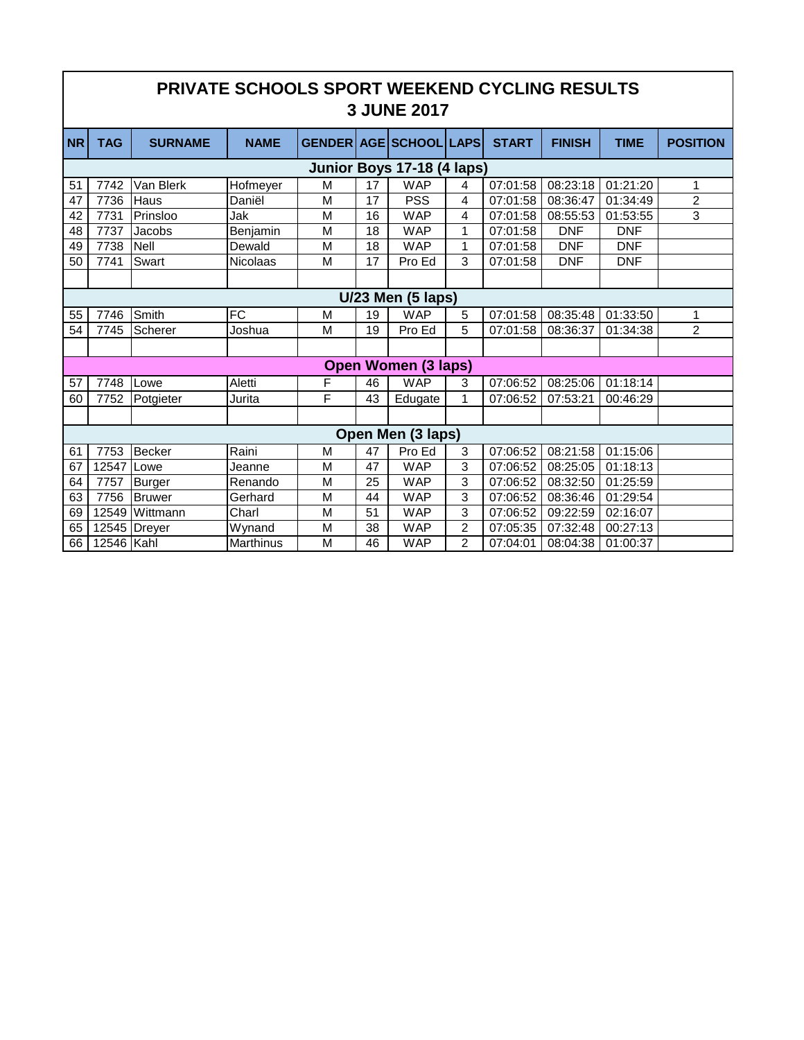# PRIVATE SCHOOLS SPORT WEEKEND CYCLING RESULTS
## 3 JUNE 2017

| NR | TAG | SURNAME | NAME | GENDER | AGE | SCHOOL | LAPS | START | FINISH | TIME | POSITION |
|---|---|---|---|---|---|---|---|---|---|---|---|
| **Junior Boys 17-18 (4 laps)** | | | | | | | | | | | |
| 51 | 7742 | Van Blerk | Hofmeyer | M | 17 | WAP | 4 | 07:01:58 | 08:23:18 | 01:21:20 | 1 |
| 47 | 7736 | Haus | Daniël | M | 17 | PSS | 4 | 07:01:58 | 08:36:47 | 01:34:49 | 2 |
| 42 | 7731 | Prinsloo | Jak | M | 16 | WAP | 4 | 07:01:58 | 08:55:53 | 01:53:55 | 3 |
| 48 | 7737 | Jacobs | Benjamin | M | 18 | WAP | 1 | 07:01:58 | DNF | DNF | |
| 49 | 7738 | Nell | Dewald | M | 18 | WAP | 1 | 07:01:58 | DNF | DNF | |
| 50 | 7741 | Swart | Nicolaas | M | 17 | Pro Ed | 3 | 07:01:58 | DNF | DNF | |
| | | | | | | | | | | | |
| **U/23 Men (5 laps)** | | | | | | | | | | | |
| 55 | 7746 | Smith | FC | M | 19 | WAP | 5 | 07:01:58 | 08:35:48 | 01:33:50 | 1 |
| 54 | 7745 | Scherer | Joshua | M | 19 | Pro Ed | 5 | 07:01:58 | 08:36:37 | 01:34:38 | 2 |
| | | | | | | | | | | | |
| **Open Women (3 laps)** | | | | | | | | | | | |
| 57 | 7748 | Lowe | Aletti | F | 46 | WAP | 3 | 07:06:52 | 08:25:06 | 01:18:14 | |
| 60 | 7752 | Potgieter | Jurita | F | 43 | Edugate | 1 | 07:06:52 | 07:53:21 | 00:46:29 | |
| | | | | | | | | | | | |
| **Open Men (3 laps)** | | | | | | | | | | | |
| 61 | 7753 | Becker | Raini | M | 47 | Pro Ed | 3 | 07:06:52 | 08:21:58 | 01:15:06 | |
| 67 | 12547 | Lowe | Jeanne | M | 47 | WAP | 3 | 07:06:52 | 08:25:05 | 01:18:13 | |
| 64 | 7757 | Burger | Renando | M | 25 | WAP | 3 | 07:06:52 | 08:32:50 | 01:25:59 | |
| 63 | 7756 | Bruwer | Gerhard | M | 44 | WAP | 3 | 07:06:52 | 08:36:46 | 01:29:54 | |
| 69 | 12549 | Wittmann | Charl | M | 51 | WAP | 3 | 07:06:52 | 09:22:59 | 02:16:07 | |
| 65 | 12545 | Dreyer | Wynand | M | 38 | WAP | 2 | 07:05:35 | 07:32:48 | 00:27:13 | |
| 66 | 12546 | Kahl | Marthinus | M | 46 | WAP | 2 | 07:04:01 | 08:04:38 | 01:00:37 | |